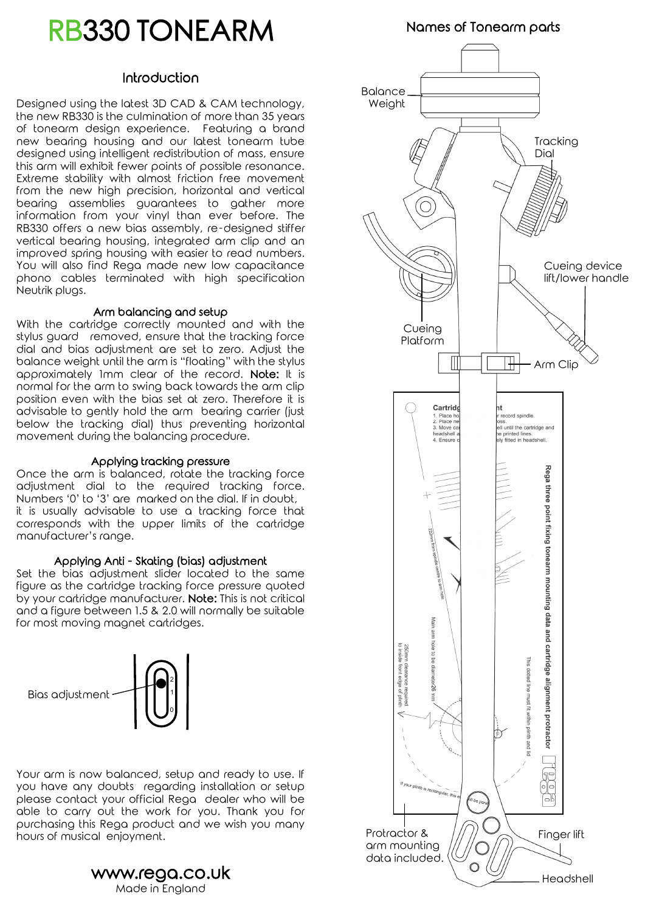# RB330 TONEARM

## Introduction

Designed using the latest 3D CAD & CAM technology, the new RB330 is the culmination of more than 35 years of tonearm design experience. Featuring a brand new bearing housing and our latest tonearm tube designed using intelligent redistribution of mass, ensure this arm will exhibit fewer points of possible resonance. Extreme stability with almost friction free movement from the new high precision, horizontal and vertical bearing assemblies guarantees to gather more information from your vinyl than ever before. The RB330 offers a new bias assembly, re-designed stiffer vertical bearing housing, integrated arm clip and an improved spring housing with easier to read numbers. You will also find Rega made new low capacitance phono cables terminated with high specification Neutrik plugs.

### Arm balancing and setup

With the cartridge correctly mounted and with the stylus guard removed, ensure that the tracking force dial and bias adjustment are set to zero. Adjust the balance weight until the arm is "floating" with the stylus approximately 1mm clear of the record. **Note:** It is normal for the arm to swing back towards the arm clip position even with the bias set at zero. Therefore it is advisable to gently hold the arm bearing carrier (just below the tracking dial) thus preventing horizontal movement during the balancing procedure.

### Applying tracking pressure

Once the arm is balanced, rotate the tracking force adjustment dial to the required tracking force. Numbers '0' to '3' are marked on the dial. If in doubt, it is usually advisable to use a tracking force that corresponds with the upper limits of the cartridge manufacturer's range.

### Applying Anti - Skating (bias) adjustment

Set the bias adjustment slider located to the same figure as the cartridge tracking force pressure quoted by your cartridge manufacturer. **Note:** This is not critical and a figure between 1.5 & 2.0 will normally be suitable for most moving magnet cartridges.

Bias adjustment

Your arm is now balanced, setup and ready to use. If you have any doubts regarding installation or setup please contact your official Rega dealer who will be able to carry out the work for you. Thank you for purchasing this Rega product and we wish you many hours of musical enjoyment.

**www.rega.co.uk**
Made in England

## Names of Tonearm parts

- Balance Weight
- Tracking Dial
- Cueing device lift/lower handle
- Cueing Platform
- Arm Clip
- Protractor & arm mounting data included.
- Finger lift
- Headshell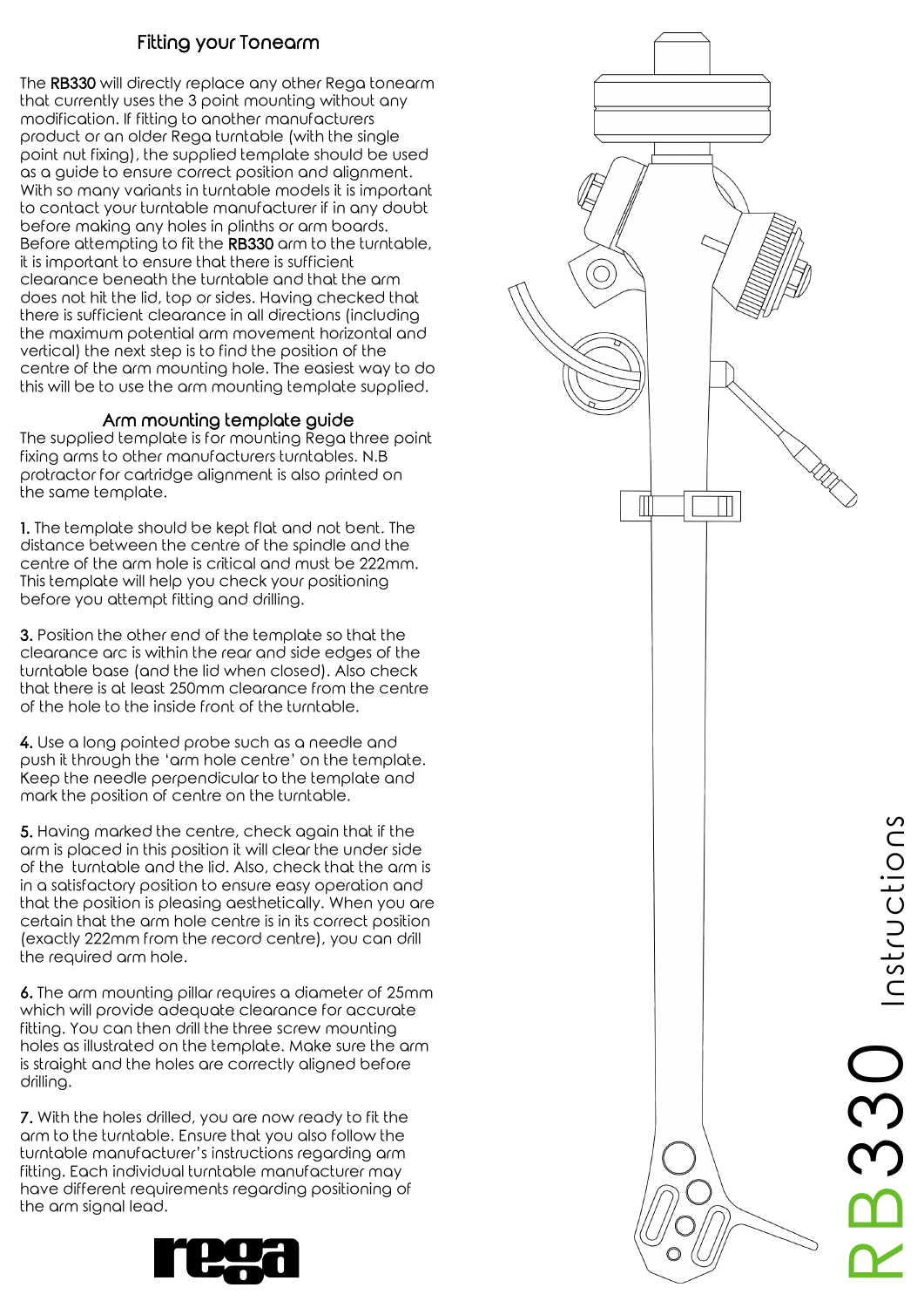## Fitting your Tonearm

The **RB330** will directly replace any other Rega tonearm that currently uses the 3 point mounting without any modification. If fitting to another manufacturers product or an older Rega turntable (with the single point nut fixing), the supplied template should be used as a guide to ensure correct position and alignment. With so many variants in turntable models it is important to contact your turntable manufacturer if in any doubt before making any holes in plinths or arm boards. Before attempting to fit the **RB330** arm to the turntable, it is important to ensure that there is sufficient clearance beneath the turntable and that the arm does not hit the lid, top or sides. Having checked that there is sufficient clearance in all directions (including the maximum potential arm movement horizontal and vertical) the next step is to find the position of the centre of the arm mounting hole. The easiest way to do this will be to use the arm mounting template supplied.

### Arm mounting template guide

The supplied template is for mounting Rega three point fixing arms to other manufacturers turntables. N.B protractor for cartridge alignment is also printed on the same template.

**1.** The template should be kept flat and not bent. The distance between the centre of the spindle and the centre of the arm hole is critical and must be 222mm. This template will help you check your positioning before you attempt fitting and drilling.

**3.** Position the other end of the template so that the clearance arc is within the rear and side edges of the turntable base (and the lid when closed). Also check that there is at least 250mm clearance from the centre of the hole to the inside front of the turntable.

**4.** Use a long pointed probe such as a needle and push it through the 'arm hole centre' on the template. Keep the needle perpendicular to the template and mark the position of centre on the turntable.

**5.** Having marked the centre, check again that if the arm is placed in this position it will clear the under side of the turntable and the lid. Also, check that the arm is in a satisfactory position to ensure easy operation and that the position is pleasing aesthetically. When you are certain that the arm hole centre is in its correct position (exactly 222mm from the record centre), you can drill the required arm hole.

**6.** The arm mounting pillar requires a diameter of 25mm which will provide adequate clearance for accurate fitting. You can then drill the three screw mounting holes as illustrated on the template. Make sure the arm is straight and the holes are correctly aligned before drilling.

**7.** With the holes drilled, you are now ready to fit the arm to the turntable. Ensure that you also follow the turntable manufacturer's instructions regarding arm fitting. Each individual turntable manufacturer may have different requirements regarding positioning of the arm signal lead.

rega

RB330 Instructions